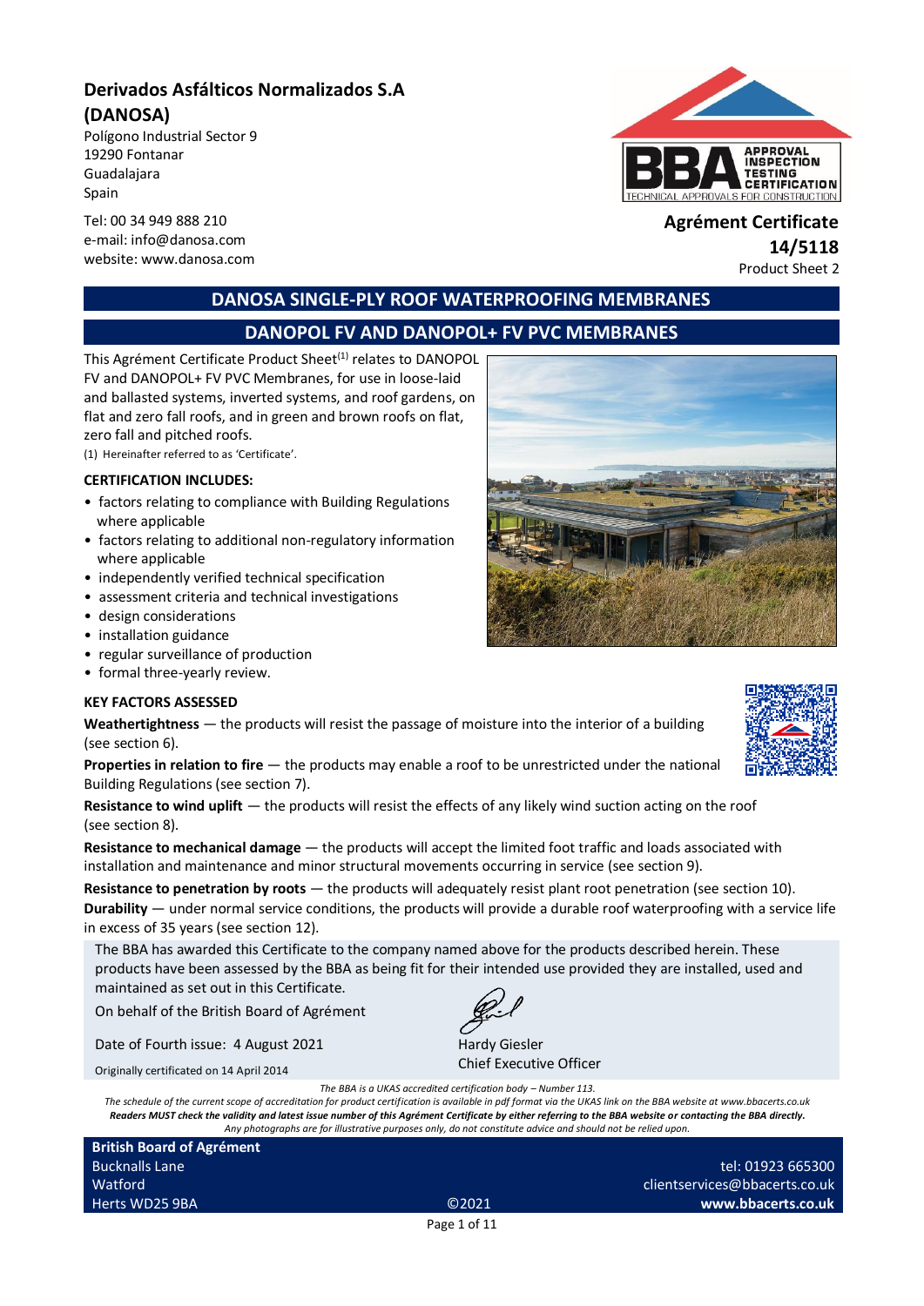# Derivados Asfálticos Normalizados S.A (DANOSA)

Polígono Industrial Sector 9
19290 Fontanar
Guadalajara
Spain

Tel: 00 34 949 888 210
e-mail: info@danosa.com
website: www.danosa.com

**Agrément Certificate**
**14/5118**
Product Sheet 2

## DANOSA SINGLE-PLY ROOF WATERPROOFING MEMBRANES

## DANOPOL FV AND DANOPOL+ FV PVC MEMBRANES

This Agrément Certificate Product Sheet[1] relates to DANOPOL FV and DANOPOL+ FV PVC Membranes, for use in loose-laid and ballasted systems, inverted systems, and roof gardens, on flat and zero fall roofs, and in green and brown roofs on flat, zero fall and pitched roofs.

(1) Hereinafter referred to as 'Certificate'.

**CERTIFICATION INCLUDES:**

- factors relating to compliance with Building Regulations where applicable
- factors relating to additional non-regulatory information where applicable
- independently verified technical specification
- assessment criteria and technical investigations
- design considerations
- installation guidance
- regular surveillance of production
- formal three-yearly review.

**KEY FACTORS ASSESSED**

**Weathertightness** — the products will resist the passage of moisture into the interior of a building (see section 6).

**Properties in relation to fire** — the products may enable a roof to be unrestricted under the national Building Regulations (see section 7).

**Resistance to wind uplift** — the products will resist the effects of any likely wind suction acting on the roof (see section 8).

**Resistance to mechanical damage** — the products will accept the limited foot traffic and loads associated with installation and maintenance and minor structural movements occurring in service (see section 9).

**Resistance to penetration by roots** — the products will adequately resist plant root penetration (see section 10).

**Durability** — under normal service conditions, the products will provide a durable roof waterproofing with a service life in excess of 35 years (see section 12).

The BBA has awarded this Certificate to the company named above for the products described herein. These products have been assessed by the BBA as being fit for their intended use provided they are installed, used and maintained as set out in this Certificate.

On behalf of the British Board of Agrément

Date of Fourth issue: 4 August 2021

Originally certificated on 14 April 2014

Hardy Giesler
Chief Executive Officer

*The BBA is a UKAS accredited certification body – Number 113.*
*The schedule of the current scope of accreditation for product certification is available in pdf format via the UKAS link on the BBA website at www.bbacerts.co.uk*
***Readers MUST check the validity and latest issue number of this Agrément Certificate by either referring to the BBA website or contacting the BBA directly.***
*Any photographs are for illustrative purposes only, do not constitute advice and should not be relied upon.*

**British Board of Agrément**
Bucknalls Lane
Watford
Herts WD25 9BA

©2021

tel: 01923 665300
clientservices@bbacerts.co.uk
**www.bbacerts.co.uk**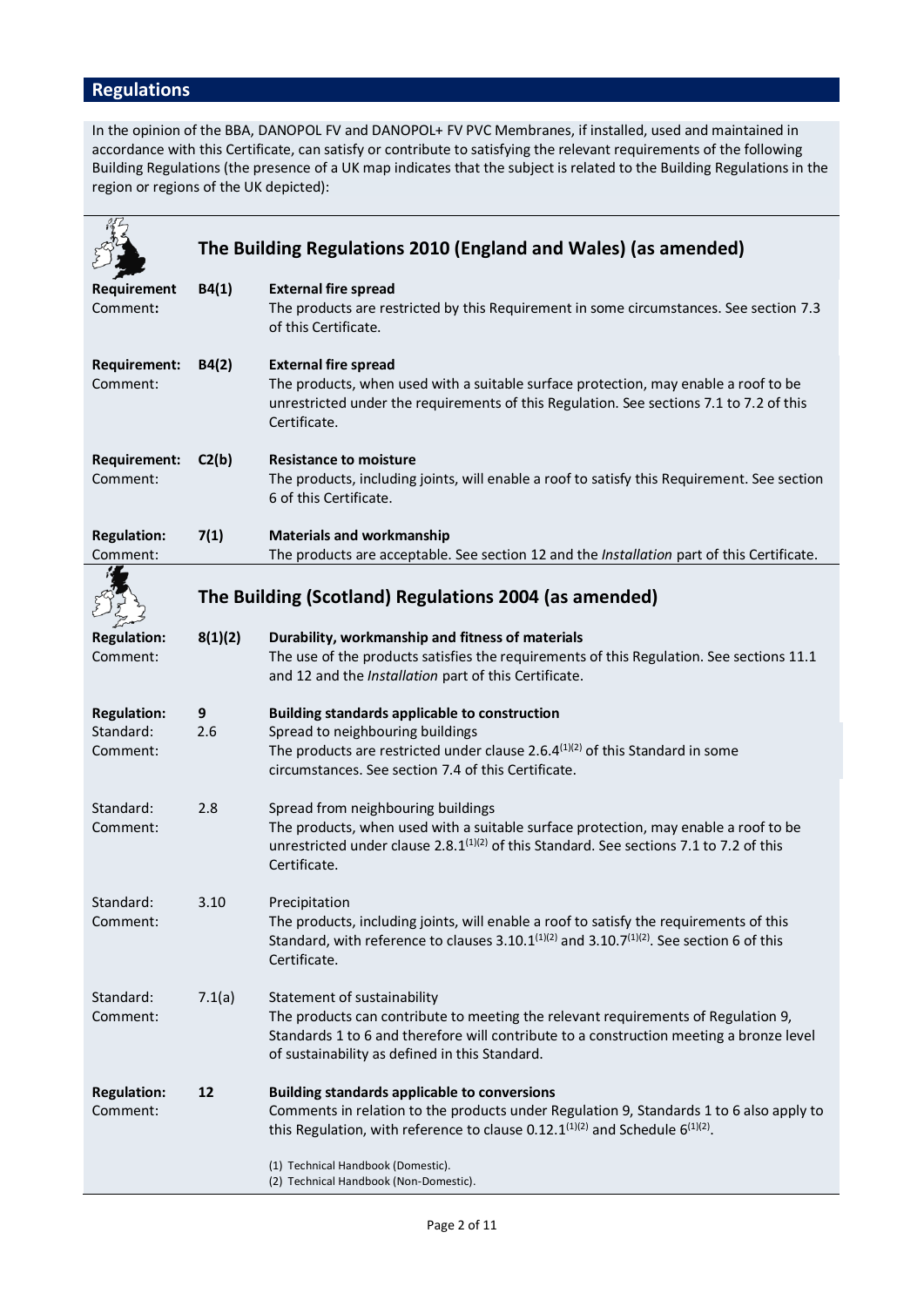## Regulations

In the opinion of the BBA, DANOPOL FV and DANOPOL+ FV PVC Membranes, if installed, used and maintained in accordance with this Certificate, can satisfy or contribute to satisfying the relevant requirements of the following Building Regulations (the presence of a UK map indicates that the subject is related to the Building Regulations in the region or regions of the UK depicted):

### The Building Regulations 2010 (England and Wales) (as amended)

**Requirement** B4(1) **External fire spread**
Comment: The products are restricted by this Requirement in some circumstances. See section 7.3 of this Certificate.

**Requirement:** B4(2) **External fire spread**
Comment: The products, when used with a suitable surface protection, may enable a roof to be unrestricted under the requirements of this Regulation. See sections 7.1 to 7.2 of this Certificate.

**Requirement:** C2(b) **Resistance to moisture**
Comment: The products, including joints, will enable a roof to satisfy this Requirement. See section 6 of this Certificate.

**Regulation:** 7(1) **Materials and workmanship**
Comment: The products are acceptable. See section 12 and the *Installation* part of this Certificate.

### The Building (Scotland) Regulations 2004 (as amended)

**Regulation:** 8(1)(2) **Durability, workmanship and fitness of materials**
Comment: The use of the products satisfies the requirements of this Regulation. See sections 11.1 and 12 and the *Installation* part of this Certificate.

**Regulation:** 9 **Building standards applicable to construction**
Standard: 2.6 Spread to neighbouring buildings
Comment: The products are restricted under clause 2.6.4[(1)(2)] of this Standard in some circumstances. See section 7.4 of this Certificate.

Standard: 2.8 Spread from neighbouring buildings
Comment: The products, when used with a suitable surface protection, may enable a roof to be unrestricted under clause 2.8.1[(1)(2)] of this Standard. See sections 7.1 to 7.2 of this Certificate.

Standard: 3.10 Precipitation
Comment: The products, including joints, will enable a roof to satisfy the requirements of this Standard, with reference to clauses 3.10.1[(1)(2)] and 3.10.7[(1)(2)]. See section 6 of this Certificate.

Standard: 7.1(a) Statement of sustainability
Comment: The products can contribute to meeting the relevant requirements of Regulation 9, Standards 1 to 6 and therefore will contribute to a construction meeting a bronze level of sustainability as defined in this Standard.

**Regulation:** 12 **Building standards applicable to conversions**
Comment: Comments in relation to the products under Regulation 9, Standards 1 to 6 also apply to this Regulation, with reference to clause 0.12.1[(1)(2)] and Schedule 6[(1)(2)].

(1) Technical Handbook (Domestic).
(2) Technical Handbook (Non-Domestic).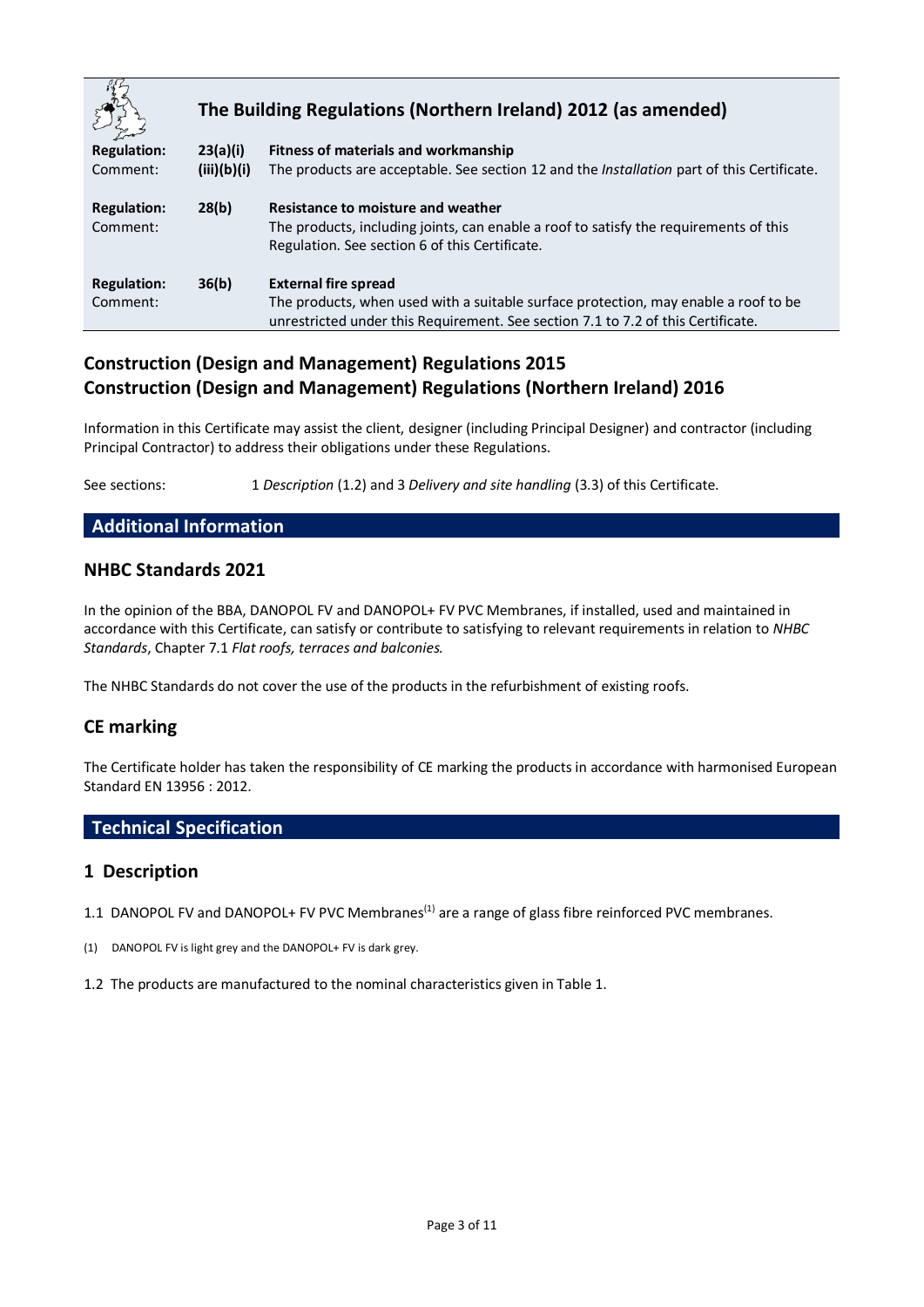## The Building Regulations (Northern Ireland) 2012 (as amended)

| | | |
|---|---|---|
| **Regulation:** | **23(a)(i)** | **Fitness of materials and workmanship** |
| Comment: | **(iii)(b)(i)** | The products are acceptable. See section 12 and the *Installation* part of this Certificate. |
| **Regulation:** | **28(b)** | **Resistance to moisture and weather** |
| Comment: | | The products, including joints, can enable a roof to satisfy the requirements of this Regulation. See section 6 of this Certificate. |
| **Regulation:** | **36(b)** | **External fire spread** |
| Comment: | | The products, when used with a suitable surface protection, may enable a roof to be unrestricted under this Requirement. See section 7.1 to 7.2 of this Certificate. |

## Construction (Design and Management) Regulations 2015
## Construction (Design and Management) Regulations (Northern Ireland) 2016

Information in this Certificate may assist the client, designer (including Principal Designer) and contractor (including Principal Contractor) to address their obligations under these Regulations.

See sections: 1 *Description* (1.2) and 3 *Delivery and site handling* (3.3) of this Certificate.

## Additional Information

### NHBC Standards 2021

In the opinion of the BBA, DANOPOL FV and DANOPOL+ FV PVC Membranes, if installed, used and maintained in accordance with this Certificate, can satisfy or contribute to satisfying to relevant requirements in relation to *NHBC Standards*, Chapter 7.1 *Flat roofs, terraces and balconies.*

The NHBC Standards do not cover the use of the products in the refurbishment of existing roofs.

### CE marking

The Certificate holder has taken the responsibility of CE marking the products in accordance with harmonised European Standard EN 13956 : 2012.

## Technical Specification

### 1 Description

1.1 DANOPOL FV and DANOPOL+ FV PVC Membranes[1] are a range of glass fibre reinforced PVC membranes.

(1) DANOPOL FV is light grey and the DANOPOL+ FV is dark grey.

1.2 The products are manufactured to the nominal characteristics given in Table 1.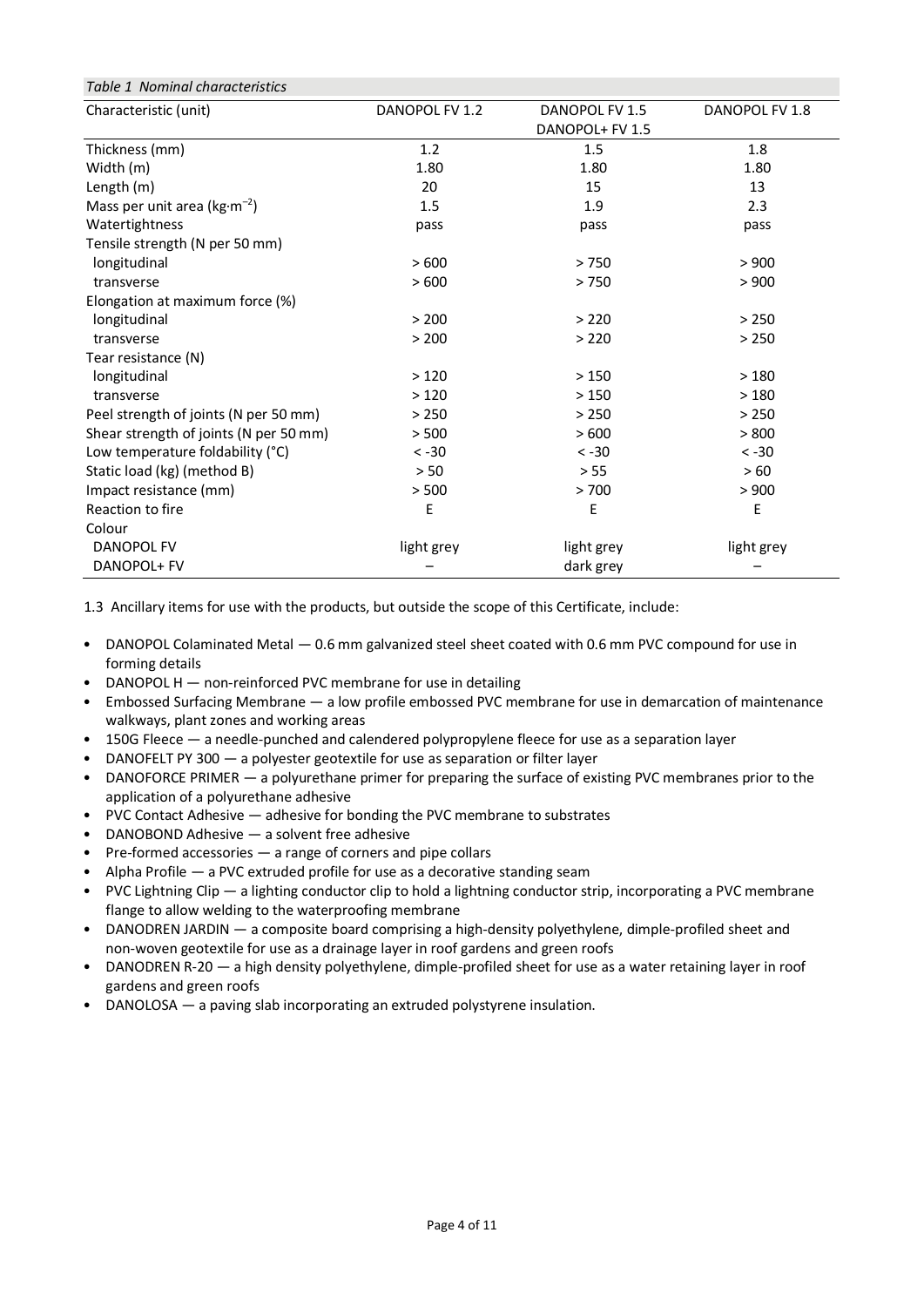*Table 1 Nominal characteristics*

| Characteristic (unit) | DANOPOL FV 1.2 | DANOPOL FV 1.5<br>DANOPOL+ FV 1.5 | DANOPOL FV 1.8 |
|---|---|---|---|
| Thickness (mm) | 1.2 | 1.5 | 1.8 |
| Width (m) | 1.80 | 1.80 | 1.80 |
| Length (m) | 20 | 15 | 13 |
| Mass per unit area ($kg{\cdot}m^{-2}$) | 1.5 | 1.9 | 2.3 |
| Watertightness | pass | pass | pass |
| Tensile strength (N per 50 mm) | | | |
| longitudinal | > 600 | > 750 | > 900 |
| transverse | > 600 | > 750 | > 900 |
| Elongation at maximum force (%) | | | |
| longitudinal | > 200 | > 220 | > 250 |
| transverse | > 200 | > 220 | > 250 |
| Tear resistance (N) | | | |
| longitudinal | > 120 | > 150 | > 180 |
| transverse | > 120 | > 150 | > 180 |
| Peel strength of joints (N per 50 mm) | > 250 | > 250 | > 250 |
| Shear strength of joints (N per 50 mm) | > 500 | > 600 | > 800 |
| Low temperature foldability (°C) | < -30 | < -30 | < -30 |
| Static load (kg) (method B) | > 50 | > 55 | > 60 |
| Impact resistance (mm) | > 500 | > 700 | > 900 |
| Reaction to fire | E | E | E |
| Colour | | | |
| DANOPOL FV | light grey | light grey | light grey |
| DANOPOL+ FV | – | dark grey | – |

1.3 Ancillary items for use with the products, but outside the scope of this Certificate, include:

- DANOPOL Colaminated Metal — 0.6 mm galvanized steel sheet coated with 0.6 mm PVC compound for use in forming details
- DANOPOL H — non-reinforced PVC membrane for use in detailing
- Embossed Surfacing Membrane — a low profile embossed PVC membrane for use in demarcation of maintenance walkways, plant zones and working areas
- 150G Fleece — a needle-punched and calendered polypropylene fleece for use as a separation layer
- DANOFELT PY 300 — a polyester geotextile for use as separation or filter layer
- DANOFORCE PRIMER — a polyurethane primer for preparing the surface of existing PVC membranes prior to the application of a polyurethane adhesive
- PVC Contact Adhesive — adhesive for bonding the PVC membrane to substrates
- DANOBOND Adhesive — a solvent free adhesive
- Pre-formed accessories — a range of corners and pipe collars
- Alpha Profile — a PVC extruded profile for use as a decorative standing seam
- PVC Lightning Clip — a lighting conductor clip to hold a lightning conductor strip, incorporating a PVC membrane flange to allow welding to the waterproofing membrane
- DANODREN JARDIN — a composite board comprising a high-density polyethylene, dimple-profiled sheet and non-woven geotextile for use as a drainage layer in roof gardens and green roofs
- DANODREN R-20 — a high density polyethylene, dimple-profiled sheet for use as a water retaining layer in roof gardens and green roofs
- DANOLOSA — a paving slab incorporating an extruded polystyrene insulation.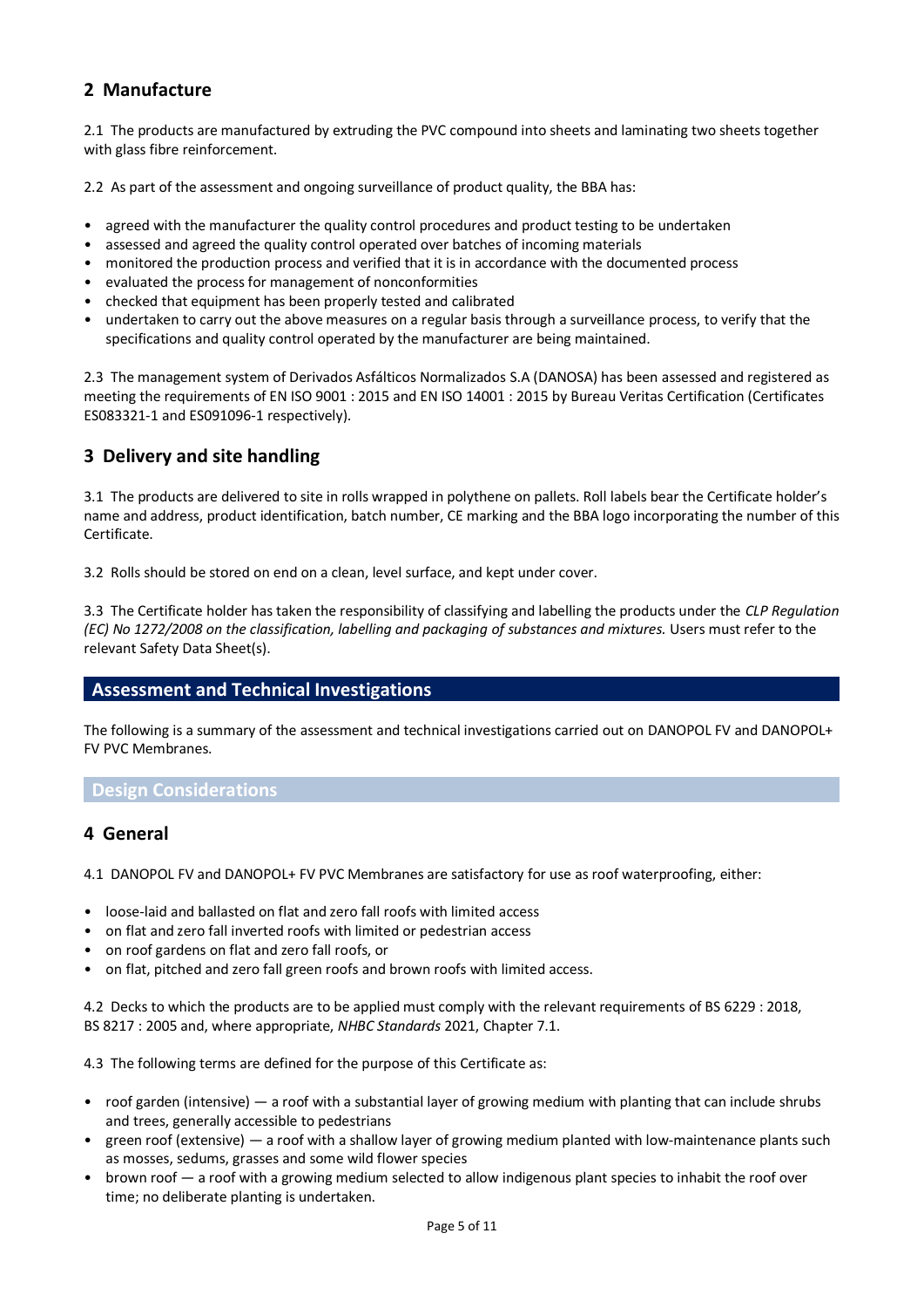## 2 Manufacture

2.1 The products are manufactured by extruding the PVC compound into sheets and laminating two sheets together with glass fibre reinforcement.

2.2 As part of the assessment and ongoing surveillance of product quality, the BBA has:

- agreed with the manufacturer the quality control procedures and product testing to be undertaken
- assessed and agreed the quality control operated over batches of incoming materials
- monitored the production process and verified that it is in accordance with the documented process
- evaluated the process for management of nonconformities
- checked that equipment has been properly tested and calibrated
- undertaken to carry out the above measures on a regular basis through a surveillance process, to verify that the specifications and quality control operated by the manufacturer are being maintained.

2.3 The management system of Derivados Asfálticos Normalizados S.A (DANOSA) has been assessed and registered as meeting the requirements of EN ISO 9001 : 2015 and EN ISO 14001 : 2015 by Bureau Veritas Certification (Certificates ES083321-1 and ES091096-1 respectively).

## 3 Delivery and site handling

3.1 The products are delivered to site in rolls wrapped in polythene on pallets. Roll labels bear the Certificate holder's name and address, product identification, batch number, CE marking and the BBA logo incorporating the number of this Certificate.

3.2 Rolls should be stored on end on a clean, level surface, and kept under cover.

3.3 The Certificate holder has taken the responsibility of classifying and labelling the products under the *CLP Regulation (EC) No 1272/2008 on the classification, labelling and packaging of substances and mixtures.* Users must refer to the relevant Safety Data Sheet(s).

# Assessment and Technical Investigations

The following is a summary of the assessment and technical investigations carried out on DANOPOL FV and DANOPOL+ FV PVC Membranes.

## Design Considerations

## 4 General

4.1 DANOPOL FV and DANOPOL+ FV PVC Membranes are satisfactory for use as roof waterproofing, either:

- loose-laid and ballasted on flat and zero fall roofs with limited access
- on flat and zero fall inverted roofs with limited or pedestrian access
- on roof gardens on flat and zero fall roofs, or
- on flat, pitched and zero fall green roofs and brown roofs with limited access.

4.2 Decks to which the products are to be applied must comply with the relevant requirements of BS 6229 : 2018, BS 8217 : 2005 and, where appropriate, *NHBC Standards* 2021, Chapter 7.1.

4.3 The following terms are defined for the purpose of this Certificate as:

- roof garden (intensive) — a roof with a substantial layer of growing medium with planting that can include shrubs and trees, generally accessible to pedestrians
- green roof (extensive) — a roof with a shallow layer of growing medium planted with low-maintenance plants such as mosses, sedums, grasses and some wild flower species
- brown roof — a roof with a growing medium selected to allow indigenous plant species to inhabit the roof over time; no deliberate planting is undertaken.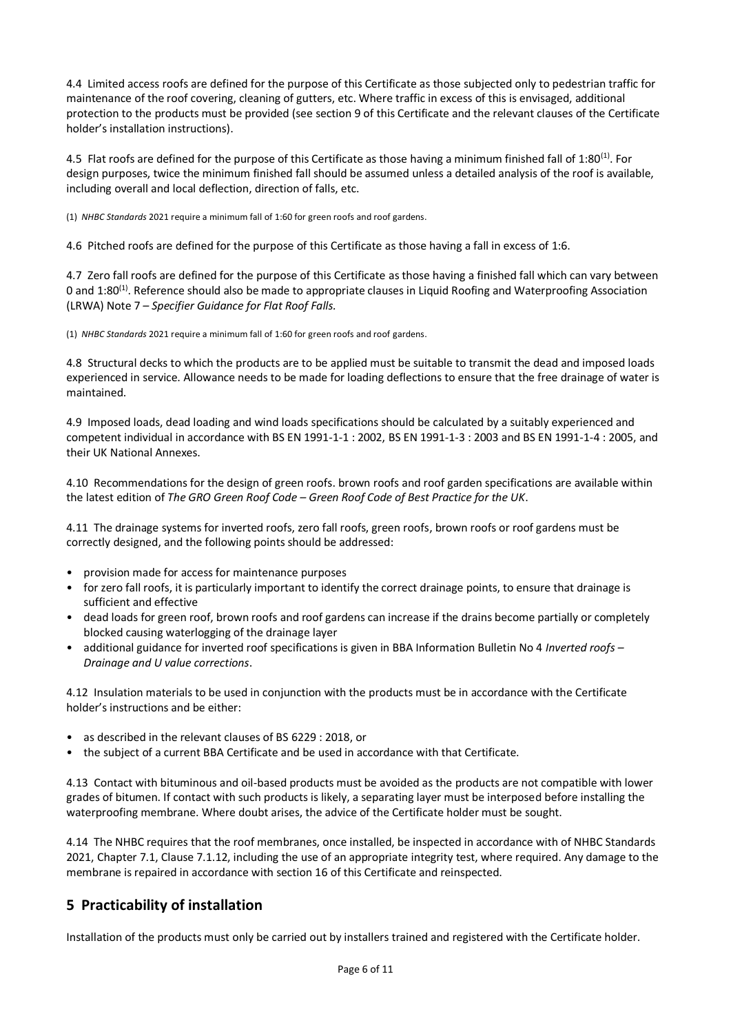4.4 Limited access roofs are defined for the purpose of this Certificate as those subjected only to pedestrian traffic for maintenance of the roof covering, cleaning of gutters, etc. Where traffic in excess of this is envisaged, additional protection to the products must be provided (see section 9 of this Certificate and the relevant clauses of the Certificate holder's installation instructions).

4.5 Flat roofs are defined for the purpose of this Certificate as those having a minimum finished fall of 1:80[(1)]. For design purposes, twice the minimum finished fall should be assumed unless a detailed analysis of the roof is available, including overall and local deflection, direction of falls, etc.

(1) *NHBC Standards* 2021 require a minimum fall of 1:60 for green roofs and roof gardens.

4.6 Pitched roofs are defined for the purpose of this Certificate as those having a fall in excess of 1:6.

4.7 Zero fall roofs are defined for the purpose of this Certificate as those having a finished fall which can vary between 0 and 1:80[(1)]. Reference should also be made to appropriate clauses in Liquid Roofing and Waterproofing Association (LRWA) Note 7 – *Specifier Guidance for Flat Roof Falls*.

(1) *NHBC Standards* 2021 require a minimum fall of 1:60 for green roofs and roof gardens.

4.8 Structural decks to which the products are to be applied must be suitable to transmit the dead and imposed loads experienced in service. Allowance needs to be made for loading deflections to ensure that the free drainage of water is maintained.

4.9 Imposed loads, dead loading and wind loads specifications should be calculated by a suitably experienced and competent individual in accordance with BS EN 1991-1-1 : 2002, BS EN 1991-1-3 : 2003 and BS EN 1991-1-4 : 2005, and their UK National Annexes.

4.10 Recommendations for the design of green roofs. brown roofs and roof garden specifications are available within the latest edition of *The GRO Green Roof Code – Green Roof Code of Best Practice for the UK*.

4.11 The drainage systems for inverted roofs, zero fall roofs, green roofs, brown roofs or roof gardens must be correctly designed, and the following points should be addressed:

- provision made for access for maintenance purposes
- for zero fall roofs, it is particularly important to identify the correct drainage points, to ensure that drainage is sufficient and effective
- dead loads for green roof, brown roofs and roof gardens can increase if the drains become partially or completely blocked causing waterlogging of the drainage layer
- additional guidance for inverted roof specifications is given in BBA Information Bulletin No 4 *Inverted roofs – Drainage and U value corrections*.

4.12 Insulation materials to be used in conjunction with the products must be in accordance with the Certificate holder's instructions and be either:

- as described in the relevant clauses of BS 6229 : 2018, or
- the subject of a current BBA Certificate and be used in accordance with that Certificate.

4.13 Contact with bituminous and oil-based products must be avoided as the products are not compatible with lower grades of bitumen. If contact with such products is likely, a separating layer must be interposed before installing the waterproofing membrane. Where doubt arises, the advice of the Certificate holder must be sought.

4.14 The NHBC requires that the roof membranes, once installed, be inspected in accordance with of NHBC Standards 2021, Chapter 7.1, Clause 7.1.12, including the use of an appropriate integrity test, where required. Any damage to the membrane is repaired in accordance with section 16 of this Certificate and reinspected.

## 5 Practicability of installation

Installation of the products must only be carried out by installers trained and registered with the Certificate holder.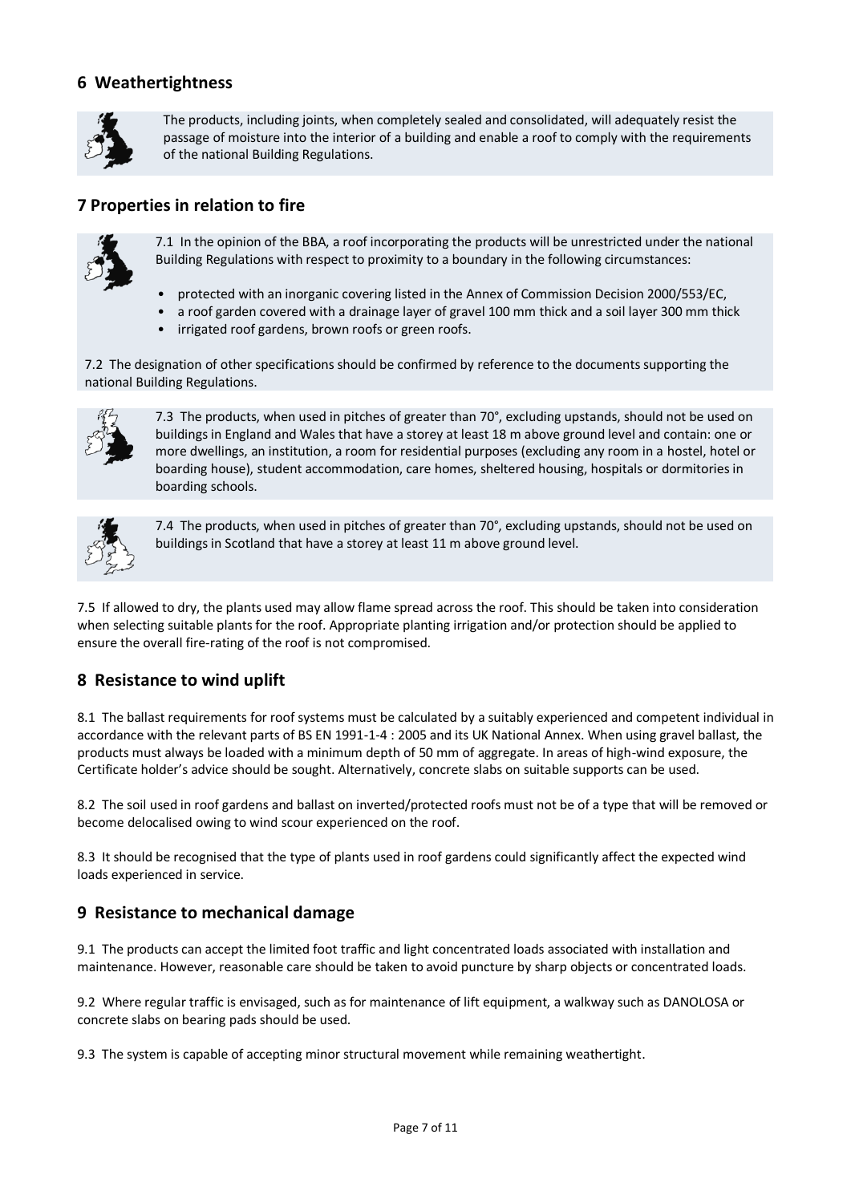## 6 Weathertightness

The products, including joints, when completely sealed and consolidated, will adequately resist the passage of moisture into the interior of a building and enable a roof to comply with the requirements of the national Building Regulations.

## 7 Properties in relation to fire

7.1 In the opinion of the BBA, a roof incorporating the products will be unrestricted under the national Building Regulations with respect to proximity to a boundary in the following circumstances:

- protected with an inorganic covering listed in the Annex of Commission Decision 2000/553/EC,
- a roof garden covered with a drainage layer of gravel 100 mm thick and a soil layer 300 mm thick
- irrigated roof gardens, brown roofs or green roofs.

7.2 The designation of other specifications should be confirmed by reference to the documents supporting the national Building Regulations.

7.3 The products, when used in pitches of greater than 70°, excluding upstands, should not be used on buildings in England and Wales that have a storey at least 18 m above ground level and contain: one or more dwellings, an institution, a room for residential purposes (excluding any room in a hostel, hotel or boarding house), student accommodation, care homes, sheltered housing, hospitals or dormitories in boarding schools.

7.4 The products, when used in pitches of greater than 70°, excluding upstands, should not be used on buildings in Scotland that have a storey at least 11 m above ground level.

7.5 If allowed to dry, the plants used may allow flame spread across the roof. This should be taken into consideration when selecting suitable plants for the roof. Appropriate planting irrigation and/or protection should be applied to ensure the overall fire-rating of the roof is not compromised.

## 8 Resistance to wind uplift

8.1 The ballast requirements for roof systems must be calculated by a suitably experienced and competent individual in accordance with the relevant parts of BS EN 1991-1-4 : 2005 and its UK National Annex. When using gravel ballast, the products must always be loaded with a minimum depth of 50 mm of aggregate. In areas of high-wind exposure, the Certificate holder's advice should be sought. Alternatively, concrete slabs on suitable supports can be used.

8.2 The soil used in roof gardens and ballast on inverted/protected roofs must not be of a type that will be removed or become delocalised owing to wind scour experienced on the roof.

8.3 It should be recognised that the type of plants used in roof gardens could significantly affect the expected wind loads experienced in service.

## 9 Resistance to mechanical damage

9.1 The products can accept the limited foot traffic and light concentrated loads associated with installation and maintenance. However, reasonable care should be taken to avoid puncture by sharp objects or concentrated loads.

9.2 Where regular traffic is envisaged, such as for maintenance of lift equipment, a walkway such as DANOLOSA or concrete slabs on bearing pads should be used.

9.3 The system is capable of accepting minor structural movement while remaining weathertight.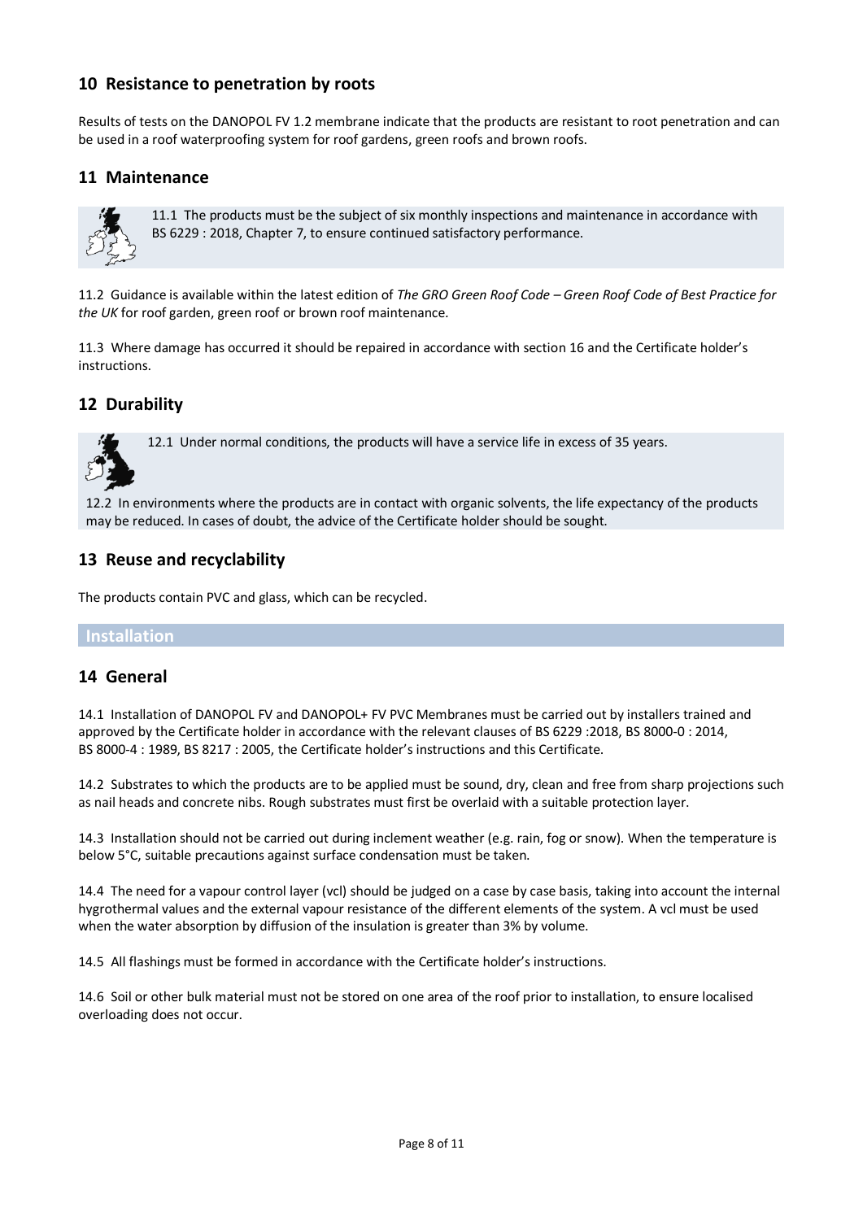## 10 Resistance to penetration by roots

Results of tests on the DANOPOL FV 1.2 membrane indicate that the products are resistant to root penetration and can be used in a roof waterproofing system for roof gardens, green roofs and brown roofs.

## 11 Maintenance

11.1 The products must be the subject of six monthly inspections and maintenance in accordance with BS 6229 : 2018, Chapter 7, to ensure continued satisfactory performance.

11.2 Guidance is available within the latest edition of *The GRO Green Roof Code – Green Roof Code of Best Practice for the UK* for roof garden, green roof or brown roof maintenance.

11.3 Where damage has occurred it should be repaired in accordance with section 16 and the Certificate holder's instructions.

## 12 Durability

12.1 Under normal conditions, the products will have a service life in excess of 35 years.

12.2 In environments where the products are in contact with organic solvents, the life expectancy of the products may be reduced. In cases of doubt, the advice of the Certificate holder should be sought.

## 13 Reuse and recyclability

The products contain PVC and glass, which can be recycled.

# Installation

## 14 General

14.1 Installation of DANOPOL FV and DANOPOL+ FV PVC Membranes must be carried out by installers trained and approved by the Certificate holder in accordance with the relevant clauses of BS 6229 :2018, BS 8000-0 : 2014, BS 8000-4 : 1989, BS 8217 : 2005, the Certificate holder's instructions and this Certificate.

14.2 Substrates to which the products are to be applied must be sound, dry, clean and free from sharp projections such as nail heads and concrete nibs. Rough substrates must first be overlaid with a suitable protection layer.

14.3 Installation should not be carried out during inclement weather (e.g. rain, fog or snow). When the temperature is below 5°C, suitable precautions against surface condensation must be taken.

14.4 The need for a vapour control layer (vcl) should be judged on a case by case basis, taking into account the internal hygrothermal values and the external vapour resistance of the different elements of the system. A vcl must be used when the water absorption by diffusion of the insulation is greater than 3% by volume.

14.5 All flashings must be formed in accordance with the Certificate holder's instructions.

14.6 Soil or other bulk material must not be stored on one area of the roof prior to installation, to ensure localised overloading does not occur.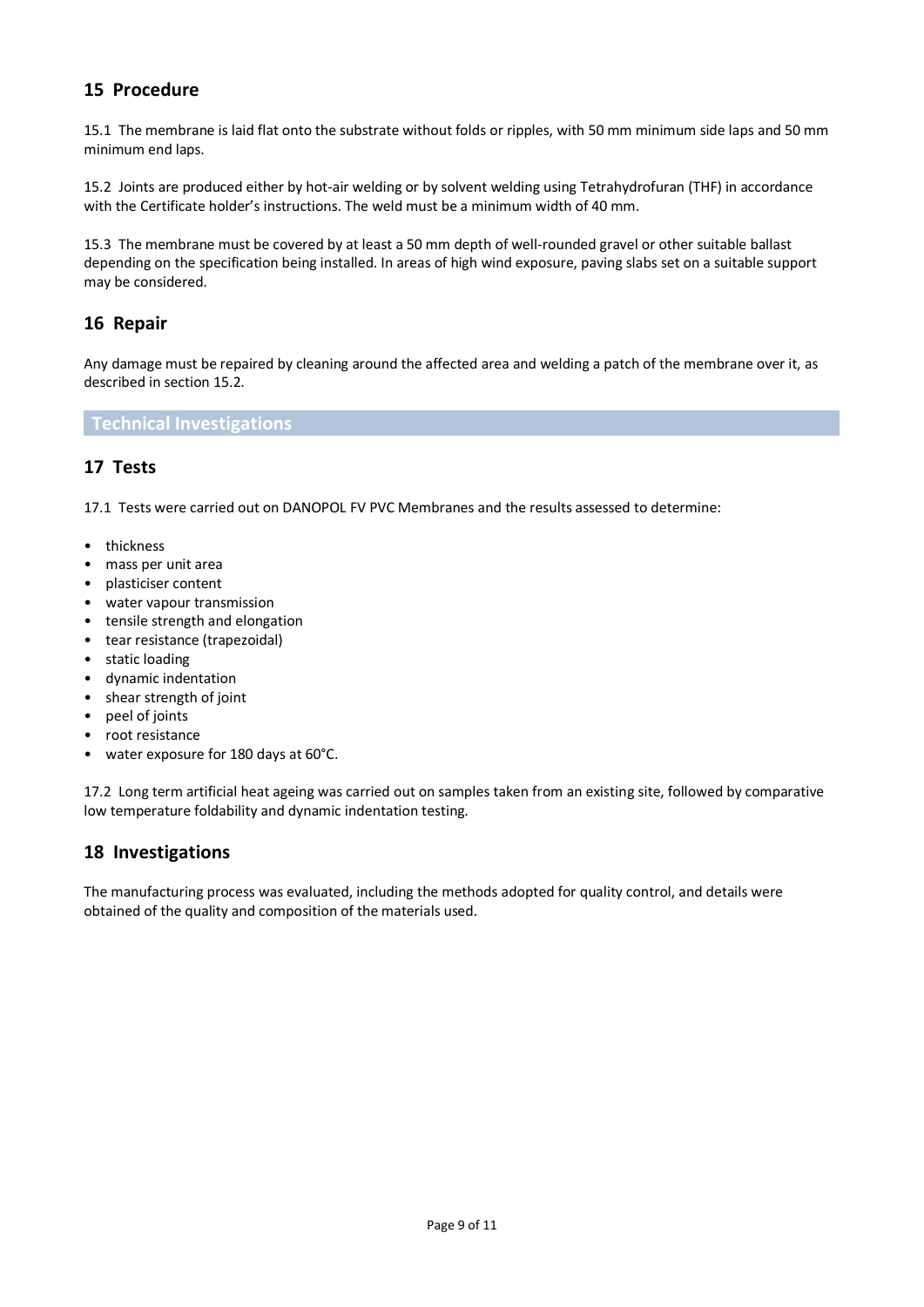## 15 Procedure

15.1 The membrane is laid flat onto the substrate without folds or ripples, with 50 mm minimum side laps and 50 mm minimum end laps.

15.2 Joints are produced either by hot-air welding or by solvent welding using Tetrahydrofuran (THF) in accordance with the Certificate holder's instructions. The weld must be a minimum width of 40 mm.

15.3 The membrane must be covered by at least a 50 mm depth of well-rounded gravel or other suitable ballast depending on the specification being installed. In areas of high wind exposure, paving slabs set on a suitable support may be considered.

## 16 Repair

Any damage must be repaired by cleaning around the affected area and welding a patch of the membrane over it, as described in section 15.2.

# Technical Investigations

## 17 Tests

17.1 Tests were carried out on DANOPOL FV PVC Membranes and the results assessed to determine:

- thickness
- mass per unit area
- plasticiser content
- water vapour transmission
- tensile strength and elongation
- tear resistance (trapezoidal)
- static loading
- dynamic indentation
- shear strength of joint
- peel of joints
- root resistance
- water exposure for 180 days at 60°C.

17.2 Long term artificial heat ageing was carried out on samples taken from an existing site, followed by comparative low temperature foldability and dynamic indentation testing.

## 18 Investigations

The manufacturing process was evaluated, including the methods adopted for quality control, and details were obtained of the quality and composition of the materials used.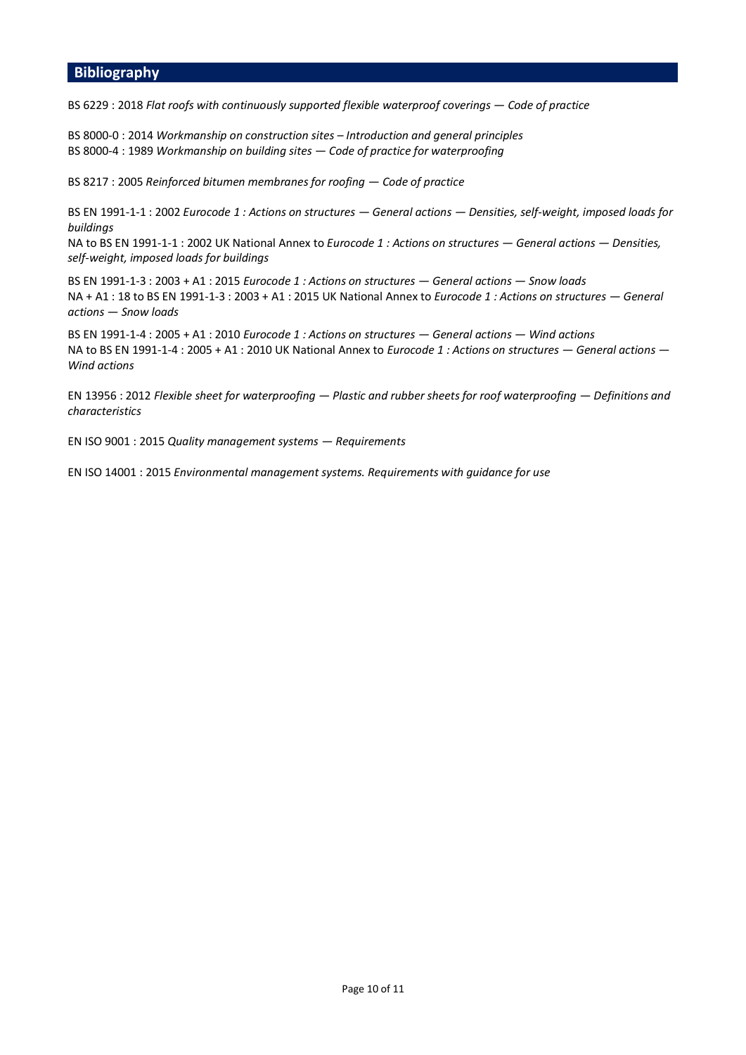## Bibliography

BS 6229 : 2018 *Flat roofs with continuously supported flexible waterproof coverings — Code of practice*

BS 8000-0 : 2014 *Workmanship on construction sites – Introduction and general principles*
BS 8000-4 : 1989 *Workmanship on building sites — Code of practice for waterproofing*

BS 8217 : 2005 *Reinforced bitumen membranes for roofing — Code of practice*

BS EN 1991-1-1 : 2002 *Eurocode 1 : Actions on structures — General actions — Densities, self-weight, imposed loads for buildings*
NA to BS EN 1991-1-1 : 2002 UK National Annex to *Eurocode 1 : Actions on structures — General actions — Densities, self-weight, imposed loads for buildings*

BS EN 1991-1-3 : 2003 + A1 : 2015 *Eurocode 1 : Actions on structures — General actions — Snow loads*
NA + A1 : 18 to BS EN 1991-1-3 : 2003 + A1 : 2015 UK National Annex to *Eurocode 1 : Actions on structures — General actions — Snow loads*

BS EN 1991-1-4 : 2005 + A1 : 2010 *Eurocode 1 : Actions on structures — General actions — Wind actions*
NA to BS EN 1991-1-4 : 2005 + A1 : 2010 UK National Annex to *Eurocode 1 : Actions on structures — General actions — Wind actions*

EN 13956 : 2012 *Flexible sheet for waterproofing — Plastic and rubber sheets for roof waterproofing — Definitions and characteristics*

EN ISO 9001 : 2015 *Quality management systems — Requirements*

EN ISO 14001 : 2015 *Environmental management systems. Requirements with guidance for use*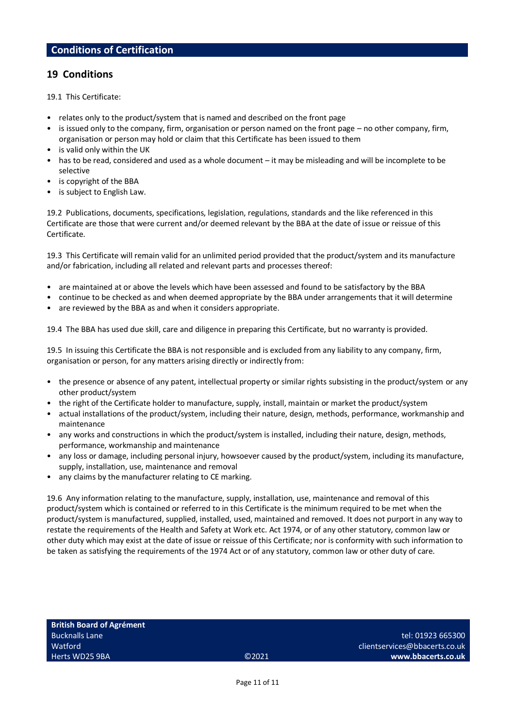## Conditions of Certification

## 19 Conditions

19.1 This Certificate:

- relates only to the product/system that is named and described on the front page
- is issued only to the company, firm, organisation or person named on the front page – no other company, firm, organisation or person may hold or claim that this Certificate has been issued to them
- is valid only within the UK
- has to be read, considered and used as a whole document – it may be misleading and will be incomplete to be selective
- is copyright of the BBA
- is subject to English Law.

19.2 Publications, documents, specifications, legislation, regulations, standards and the like referenced in this Certificate are those that were current and/or deemed relevant by the BBA at the date of issue or reissue of this Certificate.

19.3 This Certificate will remain valid for an unlimited period provided that the product/system and its manufacture and/or fabrication, including all related and relevant parts and processes thereof:

- are maintained at or above the levels which have been assessed and found to be satisfactory by the BBA
- continue to be checked as and when deemed appropriate by the BBA under arrangements that it will determine
- are reviewed by the BBA as and when it considers appropriate.

19.4 The BBA has used due skill, care and diligence in preparing this Certificate, but no warranty is provided.

19.5 In issuing this Certificate the BBA is not responsible and is excluded from any liability to any company, firm, organisation or person, for any matters arising directly or indirectly from:

- the presence or absence of any patent, intellectual property or similar rights subsisting in the product/system or any other product/system
- the right of the Certificate holder to manufacture, supply, install, maintain or market the product/system
- actual installations of the product/system, including their nature, design, methods, performance, workmanship and maintenance
- any works and constructions in which the product/system is installed, including their nature, design, methods, performance, workmanship and maintenance
- any loss or damage, including personal injury, howsoever caused by the product/system, including its manufacture, supply, installation, use, maintenance and removal
- any claims by the manufacturer relating to CE marking.

19.6 Any information relating to the manufacture, supply, installation, use, maintenance and removal of this product/system which is contained or referred to in this Certificate is the minimum required to be met when the product/system is manufactured, supplied, installed, used, maintained and removed. It does not purport in any way to restate the requirements of the Health and Safety at Work etc. Act 1974, or of any other statutory, common law or other duty which may exist at the date of issue or reissue of this Certificate; nor is conformity with such information to be taken as satisfying the requirements of the 1974 Act or of any statutory, common law or other duty of care.

**British Board of Agrément**
Bucknalls Lane
Watford
Herts WD25 9BA

©2021

tel: 01923 665300
clientservices@bbacerts.co.uk
**www.bbacerts.co.uk**